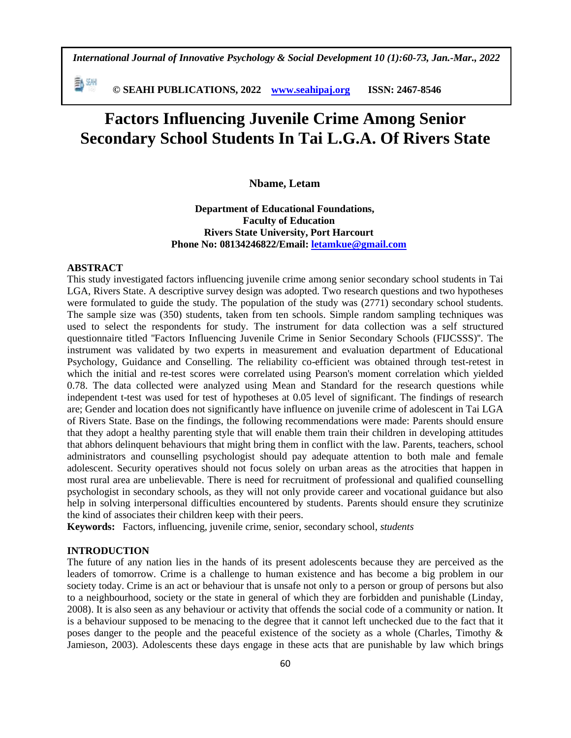# Factors Influencing Juvenile Crime Among Senior Secondary School Students In Tai L.G.A. Of Rivers State

**Nbame, Letam**

**Department of Educational Foundations,**
**Faculty of Education**
**Rivers State University, Port Harcourt**
**Phone No: 08134246822/Email: letamkue@gmail.com**

## ABSTRACT

This study investigated factors influencing juvenile crime among senior secondary school students in Tai LGA, Rivers State. A descriptive survey design was adopted. Two research questions and two hypotheses were formulated to guide the study. The population of the study was (2771) secondary school students. The sample size was (350) students, taken from ten schools. Simple random sampling techniques was used to select the respondents for study. The instrument for data collection was a self structured questionnaire titled "Factors Influencing Juvenile Crime in Senior Secondary Schools (FIJCSSS)". The instrument was validated by two experts in measurement and evaluation department of Educational Psychology, Guidance and Conselling. The reliability co-efficient was obtained through test-retest in which the initial and re-test scores were correlated using Pearson's moment correlation which yielded 0.78. The data collected were analyzed using Mean and Standard for the research questions while independent t-test was used for test of hypotheses at 0.05 level of significant. The findings of research are; Gender and location does not significantly have influence on juvenile crime of adolescent in Tai LGA of Rivers State. Base on the findings, the following recommendations were made: Parents should ensure that they adopt a healthy parenting style that will enable them train their children in developing attitudes that abhors delinquent behaviours that might bring them in conflict with the law. Parents, teachers, school administrators and counselling psychologist should pay adequate attention to both male and female adolescent. Security operatives should not focus solely on urban areas as the atrocities that happen in most rural area are unbelievable. There is need for recruitment of professional and qualified counselling psychologist in secondary schools, as they will not only provide career and vocational guidance but also help in solving interpersonal difficulties encountered by students. Parents should ensure they scrutinize the kind of associates their children keep with their peers.

**Keywords:** Factors, influencing, juvenile crime, senior, secondary school, *students*

## INTRODUCTION

The future of any nation lies in the hands of its present adolescents because they are perceived as the leaders of tomorrow. Crime is a challenge to human existence and has become a big problem in our society today. Crime is an act or behaviour that is unsafe not only to a person or group of persons but also to a neighbourhood, society or the state in general of which they are forbidden and punishable (Linday, 2008). It is also seen as any behaviour or activity that offends the social code of a community or nation. It is a behaviour supposed to be menacing to the degree that it cannot left unchecked due to the fact that it poses danger to the people and the peaceful existence of the society as a whole (Charles, Timothy & Jamieson, 2003). Adolescents these days engage in these acts that are punishable by law which brings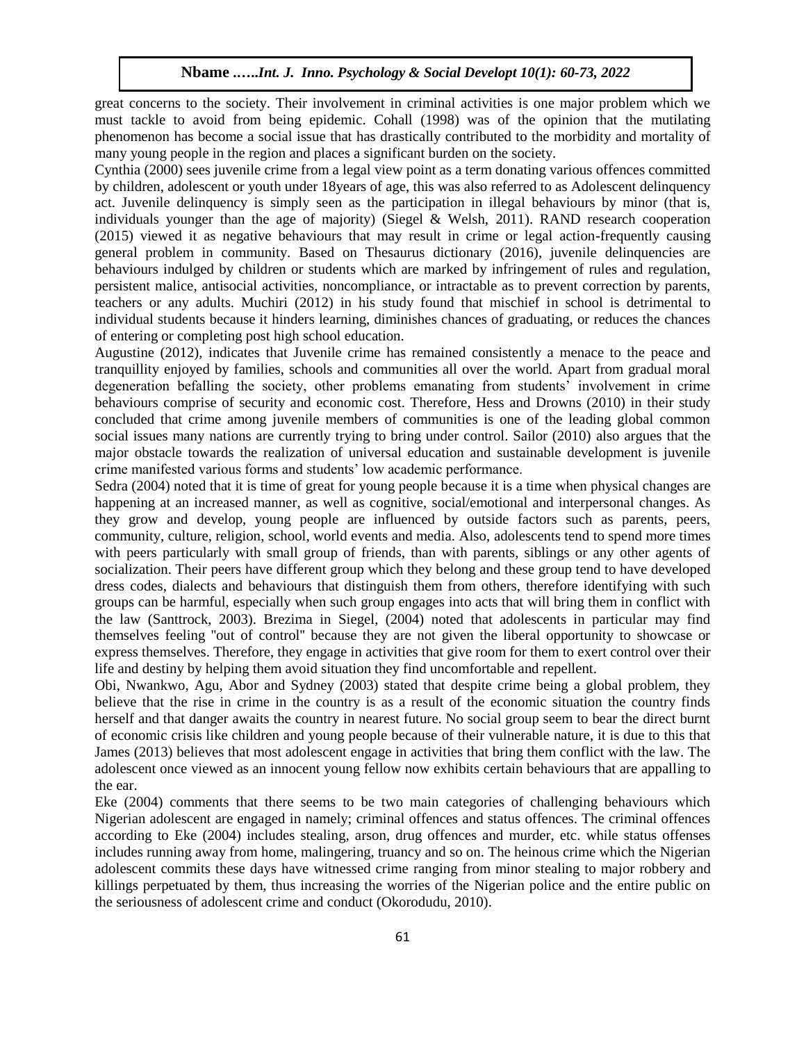great concerns to the society. Their involvement in criminal activities is one major problem which we must tackle to avoid from being epidemic. Cohall (1998) was of the opinion that the mutilating phenomenon has become a social issue that has drastically contributed to the morbidity and mortality of many young people in the region and places a significant burden on the society.

Cynthia (2000) sees juvenile crime from a legal view point as a term donating various offences committed by children, adolescent or youth under 18years of age, this was also referred to as Adolescent delinquency act. Juvenile delinquency is simply seen as the participation in illegal behaviours by minor (that is, individuals younger than the age of majority) (Siegel & Welsh, 2011). RAND research cooperation (2015) viewed it as negative behaviours that may result in crime or legal action-frequently causing general problem in community. Based on Thesaurus dictionary (2016), juvenile delinquencies are behaviours indulged by children or students which are marked by infringement of rules and regulation, persistent malice, antisocial activities, noncompliance, or intractable as to prevent correction by parents, teachers or any adults. Muchiri (2012) in his study found that mischief in school is detrimental to individual students because it hinders learning, diminishes chances of graduating, or reduces the chances of entering or completing post high school education.

Augustine (2012), indicates that Juvenile crime has remained consistently a menace to the peace and tranquillity enjoyed by families, schools and communities all over the world. Apart from gradual moral degeneration befalling the society, other problems emanating from students' involvement in crime behaviours comprise of security and economic cost. Therefore, Hess and Drowns (2010) in their study concluded that crime among juvenile members of communities is one of the leading global common social issues many nations are currently trying to bring under control. Sailor (2010) also argues that the major obstacle towards the realization of universal education and sustainable development is juvenile crime manifested various forms and students' low academic performance.

Sedra (2004) noted that it is time of great for young people because it is a time when physical changes are happening at an increased manner, as well as cognitive, social/emotional and interpersonal changes. As they grow and develop, young people are influenced by outside factors such as parents, peers, community, culture, religion, school, world events and media. Also, adolescents tend to spend more times with peers particularly with small group of friends, than with parents, siblings or any other agents of socialization. Their peers have different group which they belong and these group tend to have developed dress codes, dialects and behaviours that distinguish them from others, therefore identifying with such groups can be harmful, especially when such group engages into acts that will bring them in conflict with the law (Santtrock, 2003). Brezima in Siegel, (2004) noted that adolescents in particular may find themselves feeling "out of control" because they are not given the liberal opportunity to showcase or express themselves. Therefore, they engage in activities that give room for them to exert control over their life and destiny by helping them avoid situation they find uncomfortable and repellent.

Obi, Nwankwo, Agu, Abor and Sydney (2003) stated that despite crime being a global problem, they believe that the rise in crime in the country is as a result of the economic situation the country finds herself and that danger awaits the country in nearest future. No social group seem to bear the direct burnt of economic crisis like children and young people because of their vulnerable nature, it is due to this that James (2013) believes that most adolescent engage in activities that bring them conflict with the law. The adolescent once viewed as an innocent young fellow now exhibits certain behaviours that are appalling to the ear.

Eke (2004) comments that there seems to be two main categories of challenging behaviours which Nigerian adolescent are engaged in namely; criminal offences and status offences. The criminal offences according to Eke (2004) includes stealing, arson, drug offences and murder, etc. while status offenses includes running away from home, malingering, truancy and so on. The heinous crime which the Nigerian adolescent commits these days have witnessed crime ranging from minor stealing to major robbery and killings perpetuated by them, thus increasing the worries of the Nigerian police and the entire public on the seriousness of adolescent crime and conduct (Okorodudu, 2010).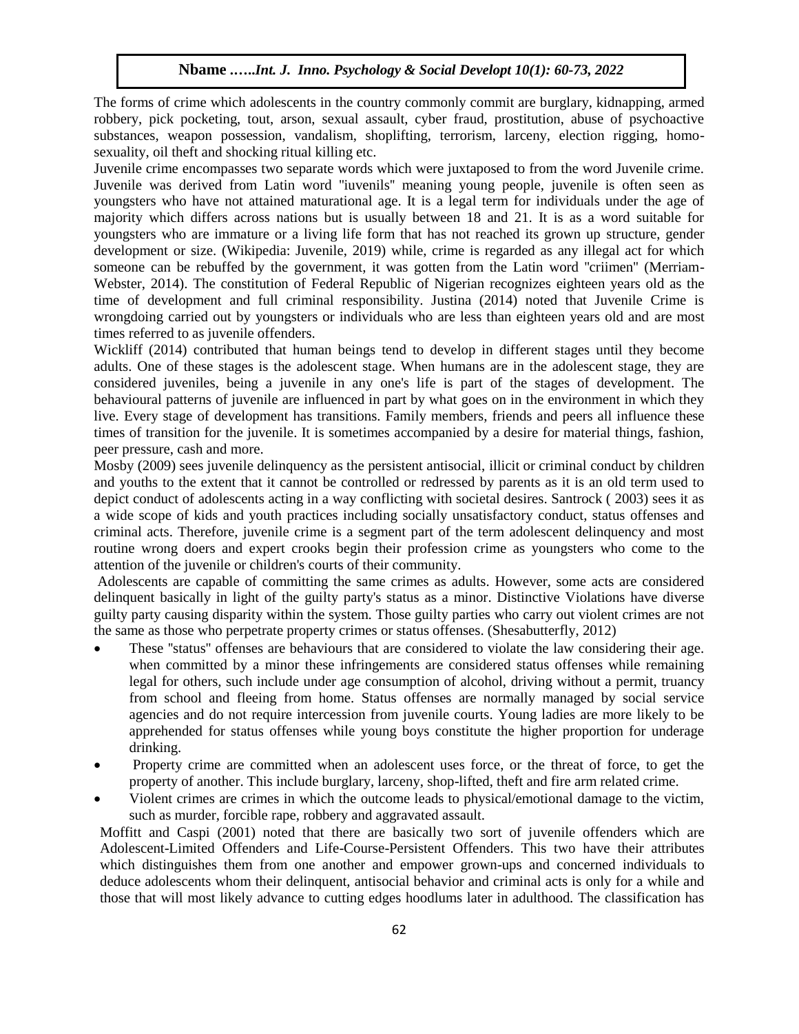The forms of crime which adolescents in the country commonly commit are burglary, kidnapping, armed robbery, pick pocketing, tout, arson, sexual assault, cyber fraud, prostitution, abuse of psychoactive substances, weapon possession, vandalism, shoplifting, terrorism, larceny, election rigging, homo-sexuality, oil theft and shocking ritual killing etc.

Juvenile crime encompasses two separate words which were juxtaposed to from the word Juvenile crime. Juvenile was derived from Latin word "iuvenils" meaning young people, juvenile is often seen as youngsters who have not attained maturational age. It is a legal term for individuals under the age of majority which differs across nations but is usually between 18 and 21. It is as a word suitable for youngsters who are immature or a living life form that has not reached its grown up structure, gender development or size. (Wikipedia: Juvenile, 2019) while, crime is regarded as any illegal act for which someone can be rebuffed by the government, it was gotten from the Latin word "criimen" (Merriam-Webster, 2014). The constitution of Federal Republic of Nigerian recognizes eighteen years old as the time of development and full criminal responsibility. Justina (2014) noted that Juvenile Crime is wrongdoing carried out by youngsters or individuals who are less than eighteen years old and are most times referred to as juvenile offenders.

Wickliff (2014) contributed that human beings tend to develop in different stages until they become adults. One of these stages is the adolescent stage. When humans are in the adolescent stage, they are considered juveniles, being a juvenile in any one's life is part of the stages of development. The behavioural patterns of juvenile are influenced in part by what goes on in the environment in which they live. Every stage of development has transitions. Family members, friends and peers all influence these times of transition for the juvenile. It is sometimes accompanied by a desire for material things, fashion, peer pressure, cash and more.

Mosby (2009) sees juvenile delinquency as the persistent antisocial, illicit or criminal conduct by children and youths to the extent that it cannot be controlled or redressed by parents as it is an old term used to depict conduct of adolescents acting in a way conflicting with societal desires. Santrock ( 2003) sees it as a wide scope of kids and youth practices including socially unsatisfactory conduct, status offenses and criminal acts. Therefore, juvenile crime is a segment part of the term adolescent delinquency and most routine wrong doers and expert crooks begin their profession crime as youngsters who come to the attention of the juvenile or children's courts of their community.

Adolescents are capable of committing the same crimes as adults. However, some acts are considered delinquent basically in light of the guilty party's status as a minor. Distinctive Violations have diverse guilty party causing disparity within the system. Those guilty parties who carry out violent crimes are not the same as those who perpetrate property crimes or status offenses. (Shesabutterfly, 2012)

- These "status" offenses are behaviours that are considered to violate the law considering their age. when committed by a minor these infringements are considered status offenses while remaining legal for others, such include under age consumption of alcohol, driving without a permit, truancy from school and fleeing from home. Status offenses are normally managed by social service agencies and do not require intercession from juvenile courts. Young ladies are more likely to be apprehended for status offenses while young boys constitute the higher proportion for underage drinking.
- Property crime are committed when an adolescent uses force, or the threat of force, to get the property of another. This include burglary, larceny, shop-lifted, theft and fire arm related crime.
- Violent crimes are crimes in which the outcome leads to physical/emotional damage to the victim, such as murder, forcible rape, robbery and aggravated assault.

Moffitt and Caspi (2001) noted that there are basically two sort of juvenile offenders which are Adolescent-Limited Offenders and Life-Course-Persistent Offenders. This two have their attributes which distinguishes them from one another and empower grown-ups and concerned individuals to deduce adolescents whom their delinquent, antisocial behavior and criminal acts is only for a while and those that will most likely advance to cutting edges hoodlums later in adulthood. The classification has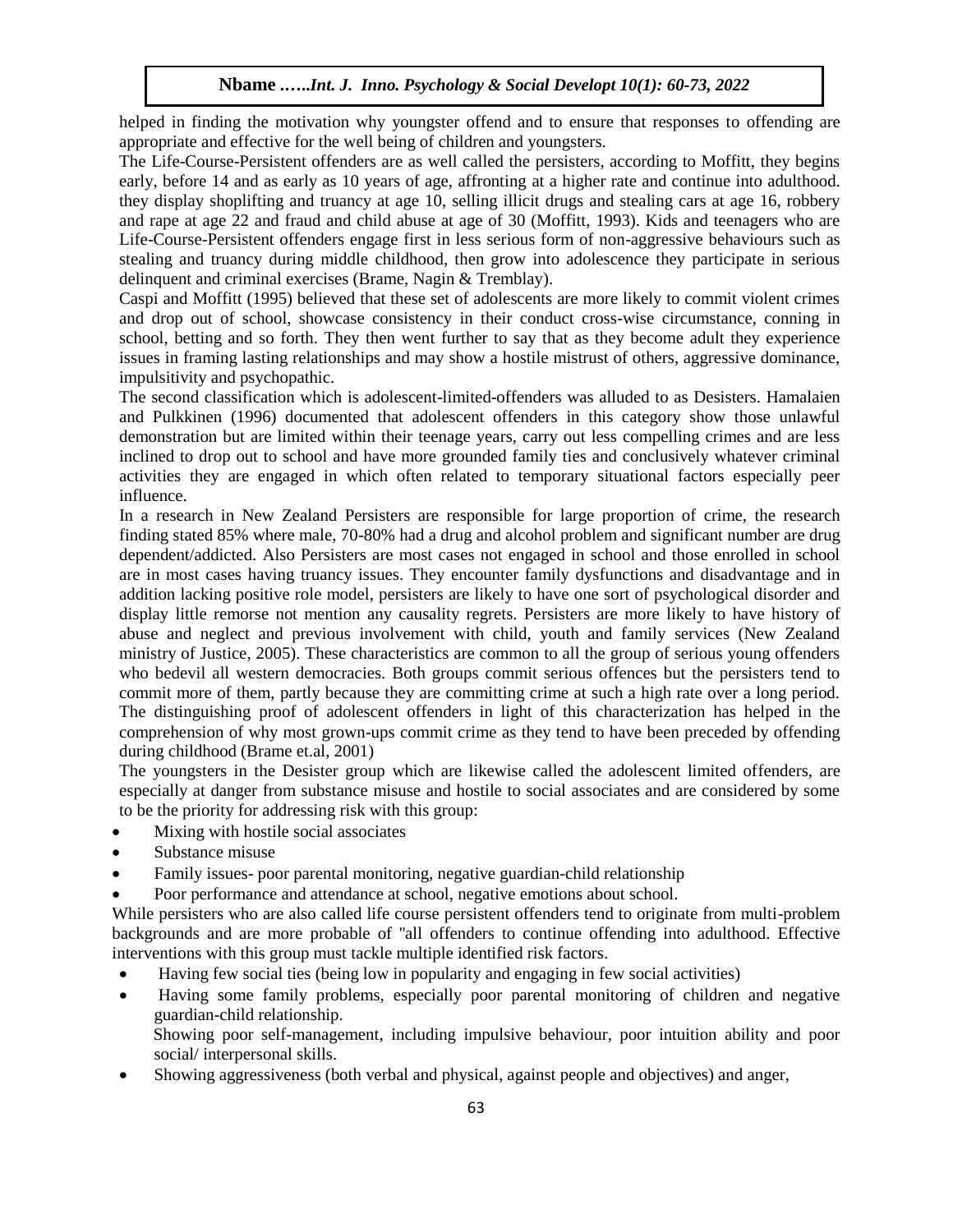helped in finding the motivation why youngster offend and to ensure that responses to offending are appropriate and effective for the well being of children and youngsters.

The Life-Course-Persistent offenders are as well called the persisters, according to Moffitt, they begins early, before 14 and as early as 10 years of age, affronting at a higher rate and continue into adulthood. they display shoplifting and truancy at age 10, selling illicit drugs and stealing cars at age 16, robbery and rape at age 22 and fraud and child abuse at age of 30 (Moffitt, 1993). Kids and teenagers who are Life-Course-Persistent offenders engage first in less serious form of non-aggressive behaviours such as stealing and truancy during middle childhood, then grow into adolescence they participate in serious delinquent and criminal exercises (Brame, Nagin & Tremblay).

Caspi and Moffitt (1995) believed that these set of adolescents are more likely to commit violent crimes and drop out of school, showcase consistency in their conduct cross-wise circumstance, conning in school, betting and so forth. They then went further to say that as they become adult they experience issues in framing lasting relationships and may show a hostile mistrust of others, aggressive dominance, impulsitivity and psychopathic.

The second classification which is adolescent-limited-offenders was alluded to as Desisters. Hamalaien and Pulkkinen (1996) documented that adolescent offenders in this category show those unlawful demonstration but are limited within their teenage years, carry out less compelling crimes and are less inclined to drop out to school and have more grounded family ties and conclusively whatever criminal activities they are engaged in which often related to temporary situational factors especially peer influence.

In a research in New Zealand Persisters are responsible for large proportion of crime, the research finding stated 85% where male, 70-80% had a drug and alcohol problem and significant number are drug dependent/addicted. Also Persisters are most cases not engaged in school and those enrolled in school are in most cases having truancy issues. They encounter family dysfunctions and disadvantage and in addition lacking positive role model, persisters are likely to have one sort of psychological disorder and display little remorse not mention any causality regrets. Persisters are more likely to have history of abuse and neglect and previous involvement with child, youth and family services (New Zealand ministry of Justice, 2005). These characteristics are common to all the group of serious young offenders who bedevil all western democracies. Both groups commit serious offences but the persisters tend to commit more of them, partly because they are committing crime at such a high rate over a long period. The distinguishing proof of adolescent offenders in light of this characterization has helped in the comprehension of why most grown-ups commit crime as they tend to have been preceded by offending during childhood (Brame et.al, 2001)

The youngsters in the Desister group which are likewise called the adolescent limited offenders, are especially at danger from substance misuse and hostile to social associates and are considered by some to be the priority for addressing risk with this group:

- Mixing with hostile social associates
- Substance misuse
- Family issues- poor parental monitoring, negative guardian-child relationship
- Poor performance and attendance at school, negative emotions about school.

While persisters who are also called life course persistent offenders tend to originate from multi-problem backgrounds and are more probable of "all offenders to continue offending into adulthood. Effective interventions with this group must tackle multiple identified risk factors.

- Having few social ties (being low in popularity and engaging in few social activities)
- Having some family problems, especially poor parental monitoring of children and negative guardian-child relationship.
  Showing poor self-management, including impulsive behaviour, poor intuition ability and poor social/ interpersonal skills.
- Showing aggressiveness (both verbal and physical, against people and objectives) and anger,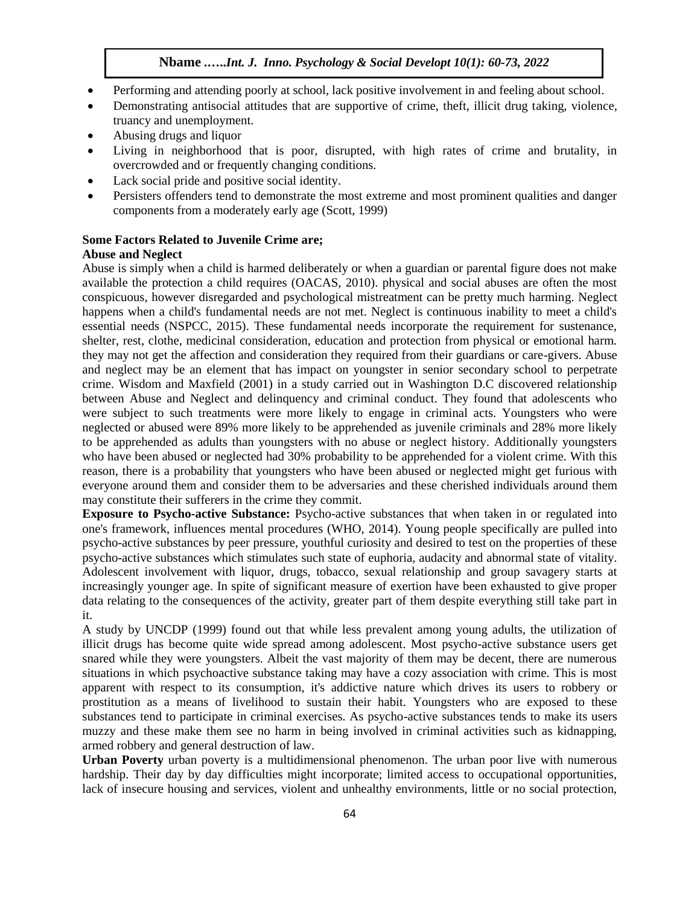- Performing and attending poorly at school, lack positive involvement in and feeling about school.
- Demonstrating antisocial attitudes that are supportive of crime, theft, illicit drug taking, violence, truancy and unemployment.
- Abusing drugs and liquor
- Living in neighborhood that is poor, disrupted, with high rates of crime and brutality, in overcrowded and or frequently changing conditions.
- Lack social pride and positive social identity.
- Persisters offenders tend to demonstrate the most extreme and most prominent qualities and danger components from a moderately early age (Scott, 1999)

**Some Factors Related to Juvenile Crime are;**

**Abuse and Neglect**

Abuse is simply when a child is harmed deliberately or when a guardian or parental figure does not make available the protection a child requires (OACAS, 2010). physical and social abuses are often the most conspicuous, however disregarded and psychological mistreatment can be pretty much harming. Neglect happens when a child's fundamental needs are not met. Neglect is continuous inability to meet a child's essential needs (NSPCC, 2015). These fundamental needs incorporate the requirement for sustenance, shelter, rest, clothe, medicinal consideration, education and protection from physical or emotional harm. they may not get the affection and consideration they required from their guardians or care-givers. Abuse and neglect may be an element that has impact on youngster in senior secondary school to perpetrate crime. Wisdom and Maxfield (2001) in a study carried out in Washington D.C discovered relationship between Abuse and Neglect and delinquency and criminal conduct. They found that adolescents who were subject to such treatments were more likely to engage in criminal acts. Youngsters who were neglected or abused were 89% more likely to be apprehended as juvenile criminals and 28% more likely to be apprehended as adults than youngsters with no abuse or neglect history. Additionally youngsters who have been abused or neglected had 30% probability to be apprehended for a violent crime. With this reason, there is a probability that youngsters who have been abused or neglected might get furious with everyone around them and consider them to be adversaries and these cherished individuals around them may constitute their sufferers in the crime they commit.

**Exposure to Psycho-active Substance:** Psycho-active substances that when taken in or regulated into one's framework, influences mental procedures (WHO, 2014). Young people specifically are pulled into psycho-active substances by peer pressure, youthful curiosity and desired to test on the properties of these psycho-active substances which stimulates such state of euphoria, audacity and abnormal state of vitality. Adolescent involvement with liquor, drugs, tobacco, sexual relationship and group savagery starts at increasingly younger age. In spite of significant measure of exertion have been exhausted to give proper data relating to the consequences of the activity, greater part of them despite everything still take part in it.

A study by UNCDP (1999) found out that while less prevalent among young adults, the utilization of illicit drugs has become quite wide spread among adolescent. Most psycho-active substance users get snared while they were youngsters. Albeit the vast majority of them may be decent, there are numerous situations in which psychoactive substance taking may have a cozy association with crime. This is most apparent with respect to its consumption, it's addictive nature which drives its users to robbery or prostitution as a means of livelihood to sustain their habit. Youngsters who are exposed to these substances tend to participate in criminal exercises. As psycho-active substances tends to make its users muzzy and these make them see no harm in being involved in criminal activities such as kidnapping, armed robbery and general destruction of law.

**Urban Poverty** urban poverty is a multidimensional phenomenon. The urban poor live with numerous hardship. Their day by day difficulties might incorporate; limited access to occupational opportunities, lack of insecure housing and services, violent and unhealthy environments, little or no social protection,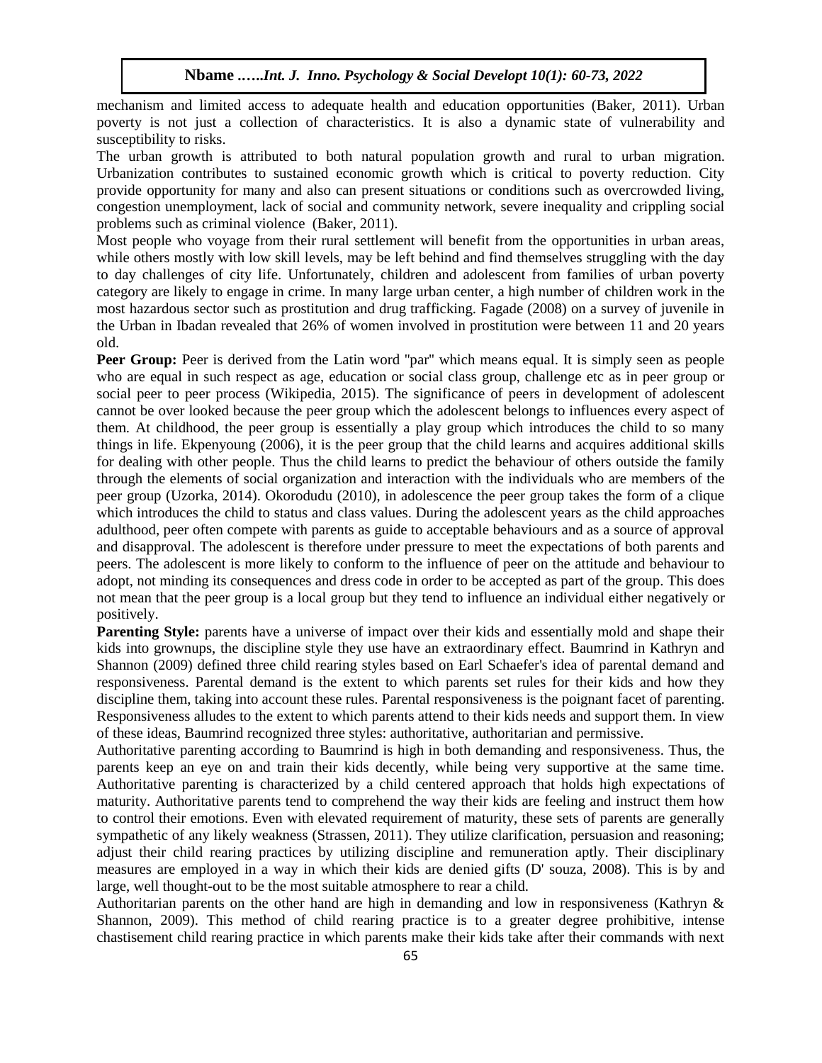mechanism and limited access to adequate health and education opportunities (Baker, 2011). Urban poverty is not just a collection of characteristics. It is also a dynamic state of vulnerability and susceptibility to risks.

The urban growth is attributed to both natural population growth and rural to urban migration. Urbanization contributes to sustained economic growth which is critical to poverty reduction. City provide opportunity for many and also can present situations or conditions such as overcrowded living, congestion unemployment, lack of social and community network, severe inequality and crippling social problems such as criminal violence (Baker, 2011).

Most people who voyage from their rural settlement will benefit from the opportunities in urban areas, while others mostly with low skill levels, may be left behind and find themselves struggling with the day to day challenges of city life. Unfortunately, children and adolescent from families of urban poverty category are likely to engage in crime. In many large urban center, a high number of children work in the most hazardous sector such as prostitution and drug trafficking. Fagade (2008) on a survey of juvenile in the Urban in Ibadan revealed that 26% of women involved in prostitution were between 11 and 20 years old.

**Peer Group:** Peer is derived from the Latin word "par" which means equal. It is simply seen as people who are equal in such respect as age, education or social class group, challenge etc as in peer group or social peer to peer process (Wikipedia, 2015). The significance of peers in development of adolescent cannot be over looked because the peer group which the adolescent belongs to influences every aspect of them. At childhood, the peer group is essentially a play group which introduces the child to so many things in life. Ekpenyoung (2006), it is the peer group that the child learns and acquires additional skills for dealing with other people. Thus the child learns to predict the behaviour of others outside the family through the elements of social organization and interaction with the individuals who are members of the peer group (Uzorka, 2014). Okorodudu (2010), in adolescence the peer group takes the form of a clique which introduces the child to status and class values. During the adolescent years as the child approaches adulthood, peer often compete with parents as guide to acceptable behaviours and as a source of approval and disapproval. The adolescent is therefore under pressure to meet the expectations of both parents and peers. The adolescent is more likely to conform to the influence of peer on the attitude and behaviour to adopt, not minding its consequences and dress code in order to be accepted as part of the group. This does not mean that the peer group is a local group but they tend to influence an individual either negatively or positively.

**Parenting Style:** parents have a universe of impact over their kids and essentially mold and shape their kids into grownups, the discipline style they use have an extraordinary effect. Baumrind in Kathryn and Shannon (2009) defined three child rearing styles based on Earl Schaefer's idea of parental demand and responsiveness. Parental demand is the extent to which parents set rules for their kids and how they discipline them, taking into account these rules. Parental responsiveness is the poignant facet of parenting. Responsiveness alludes to the extent to which parents attend to their kids needs and support them. In view of these ideas, Baumrind recognized three styles: authoritative, authoritarian and permissive.

Authoritative parenting according to Baumrind is high in both demanding and responsiveness. Thus, the parents keep an eye on and train their kids decently, while being very supportive at the same time. Authoritative parenting is characterized by a child centered approach that holds high expectations of maturity. Authoritative parents tend to comprehend the way their kids are feeling and instruct them how to control their emotions. Even with elevated requirement of maturity, these sets of parents are generally sympathetic of any likely weakness (Strassen, 2011). They utilize clarification, persuasion and reasoning; adjust their child rearing practices by utilizing discipline and remuneration aptly. Their disciplinary measures are employed in a way in which their kids are denied gifts (D' souza, 2008). This is by and large, well thought-out to be the most suitable atmosphere to rear a child.

Authoritarian parents on the other hand are high in demanding and low in responsiveness (Kathryn & Shannon, 2009). This method of child rearing practice is to a greater degree prohibitive, intense chastisement child rearing practice in which parents make their kids take after their commands with next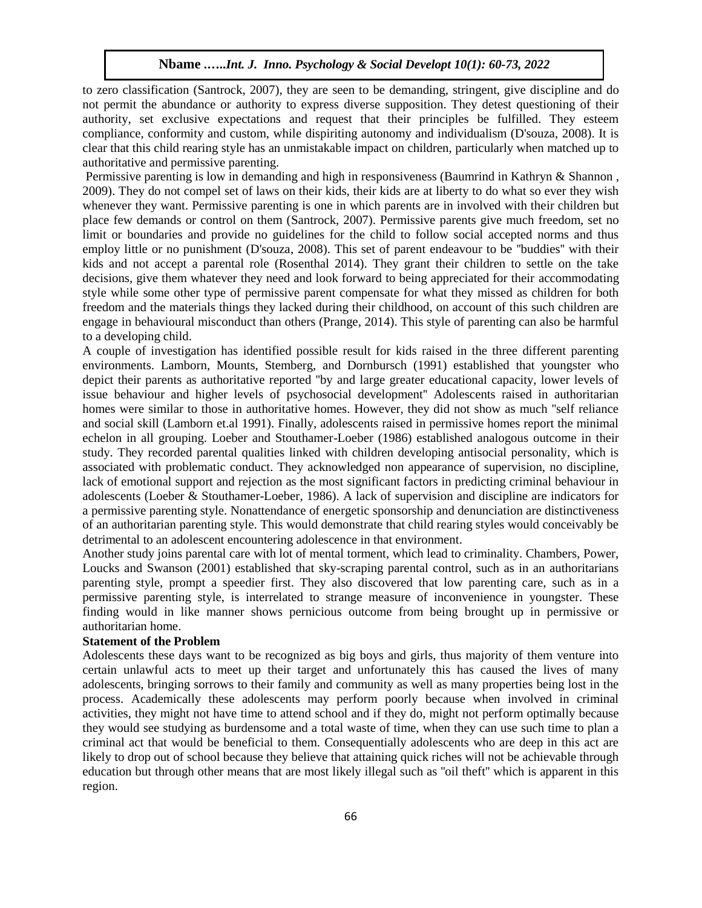to zero classification (Santrock, 2007), they are seen to be demanding, stringent, give discipline and do not permit the abundance or authority to express diverse supposition. They detest questioning of their authority, set exclusive expectations and request that their principles be fulfilled. They esteem compliance, conformity and custom, while dispiriting autonomy and individualism (D'souza, 2008). It is clear that this child rearing style has an unmistakable impact on children, particularly when matched up to authoritative and permissive parenting.

Permissive parenting is low in demanding and high in responsiveness (Baumrind in Kathryn & Shannon , 2009). They do not compel set of laws on their kids, their kids are at liberty to do what so ever they wish whenever they want. Permissive parenting is one in which parents are in involved with their children but place few demands or control on them (Santrock, 2007). Permissive parents give much freedom, set no limit or boundaries and provide no guidelines for the child to follow social accepted norms and thus employ little or no punishment (D'souza, 2008). This set of parent endeavour to be "buddies" with their kids and not accept a parental role (Rosenthal 2014). They grant their children to settle on the take decisions, give them whatever they need and look forward to being appreciated for their accommodating style while some other type of permissive parent compensate for what they missed as children for both freedom and the materials things they lacked during their childhood, on account of this such children are engage in behavioural misconduct than others (Prange, 2014). This style of parenting can also be harmful to a developing child.

A couple of investigation has identified possible result for kids raised in the three different parenting environments. Lamborn, Mounts, Stemberg, and Dornbursch (1991) established that youngster who depict their parents as authoritative reported "by and large greater educational capacity, lower levels of issue behaviour and higher levels of psychosocial development" Adolescents raised in authoritarian homes were similar to those in authoritative homes. However, they did not show as much "self reliance and social skill (Lamborn et.al 1991). Finally, adolescents raised in permissive homes report the minimal echelon in all grouping. Loeber and Stouthamer-Loeber (1986) established analogous outcome in their study. They recorded parental qualities linked with children developing antisocial personality, which is associated with problematic conduct. They acknowledged non appearance of supervision, no discipline, lack of emotional support and rejection as the most significant factors in predicting criminal behaviour in adolescents (Loeber & Stouthamer-Loeber, 1986). A lack of supervision and discipline are indicators for a permissive parenting style. Nonattendance of energetic sponsorship and denunciation are distinctiveness of an authoritarian parenting style. This would demonstrate that child rearing styles would conceivably be detrimental to an adolescent encountering adolescence in that environment.

Another study joins parental care with lot of mental torment, which lead to criminality. Chambers, Power, Loucks and Swanson (2001) established that sky-scraping parental control, such as in an authoritarians parenting style, prompt a speedier first. They also discovered that low parenting care, such as in a permissive parenting style, is interrelated to strange measure of inconvenience in youngster. These finding would in like manner shows pernicious outcome from being brought up in permissive or authoritarian home.

**Statement of the Problem**

Adolescents these days want to be recognized as big boys and girls, thus majority of them venture into certain unlawful acts to meet up their target and unfortunately this has caused the lives of many adolescents, bringing sorrows to their family and community as well as many properties being lost in the process. Academically these adolescents may perform poorly because when involved in criminal activities, they might not have time to attend school and if they do, might not perform optimally because they would see studying as burdensome and a total waste of time, when they can use such time to plan a criminal act that would be beneficial to them. Consequentially adolescents who are deep in this act are likely to drop out of school because they believe that attaining quick riches will not be achievable through education but through other means that are most likely illegal such as "oil theft" which is apparent in this region.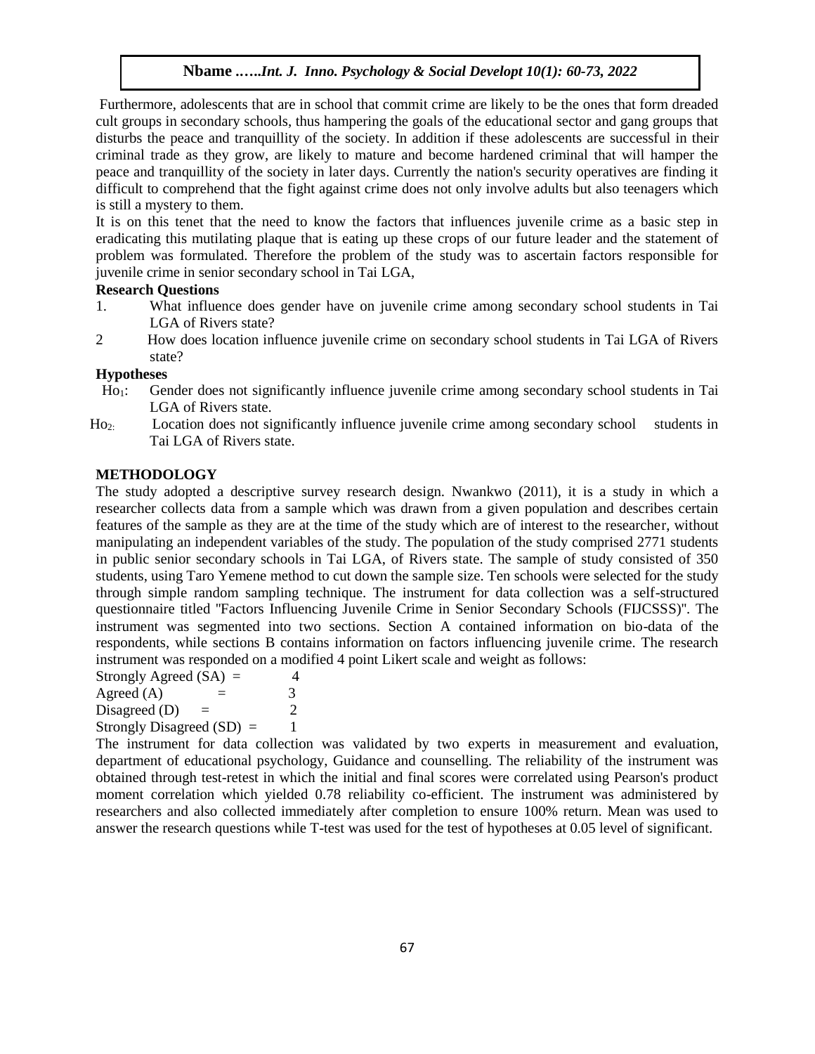Furthermore, adolescents that are in school that commit crime are likely to be the ones that form dreaded cult groups in secondary schools, thus hampering the goals of the educational sector and gang groups that disturbs the peace and tranquillity of the society. In addition if these adolescents are successful in their criminal trade as they grow, are likely to mature and become hardened criminal that will hamper the peace and tranquillity of the society in later days. Currently the nation's security operatives are finding it difficult to comprehend that the fight against crime does not only involve adults but also teenagers which is still a mystery to them.

It is on this tenet that the need to know the factors that influences juvenile crime as a basic step in eradicating this mutilating plaque that is eating up these crops of our future leader and the statement of problem was formulated. Therefore the problem of the study was to ascertain factors responsible for juvenile crime in senior secondary school in Tai LGA,

**Research Questions**

1. What influence does gender have on juvenile crime among secondary school students in Tai LGA of Rivers state?
2. How does location influence juvenile crime on secondary school students in Tai LGA of Rivers state?

**Hypotheses**

$Ho_1$: Gender does not significantly influence juvenile crime among secondary school students in Tai LGA of Rivers state.

$Ho_2$: Location does not significantly influence juvenile crime among secondary school students in Tai LGA of Rivers state.

## METHODOLOGY

The study adopted a descriptive survey research design. Nwankwo (2011), it is a study in which a researcher collects data from a sample which was drawn from a given population and describes certain features of the sample as they are at the time of the study which are of interest to the researcher, without manipulating an independent variables of the study. The population of the study comprised 2771 students in public senior secondary schools in Tai LGA, of Rivers state. The sample of study consisted of 350 students, using Taro Yemene method to cut down the sample size. Ten schools were selected for the study through simple random sampling technique. The instrument for data collection was a self-structured questionnaire titled "Factors Influencing Juvenile Crime in Senior Secondary Schools (FIJCSSS)". The instrument was segmented into two sections. Section A contained information on bio-data of the respondents, while sections B contains information on factors influencing juvenile crime. The research instrument was responded on a modified 4 point Likert scale and weight as follows:

Strongly Agreed (SA) = 4
Agreed (A) = 3
Disagreed (D) = 2
Strongly Disagreed (SD) = 1

The instrument for data collection was validated by two experts in measurement and evaluation, department of educational psychology, Guidance and counselling. The reliability of the instrument was obtained through test-retest in which the initial and final scores were correlated using Pearson's product moment correlation which yielded 0.78 reliability co-efficient. The instrument was administered by researchers and also collected immediately after completion to ensure 100% return. Mean was used to answer the research questions while T-test was used for the test of hypotheses at 0.05 level of significant.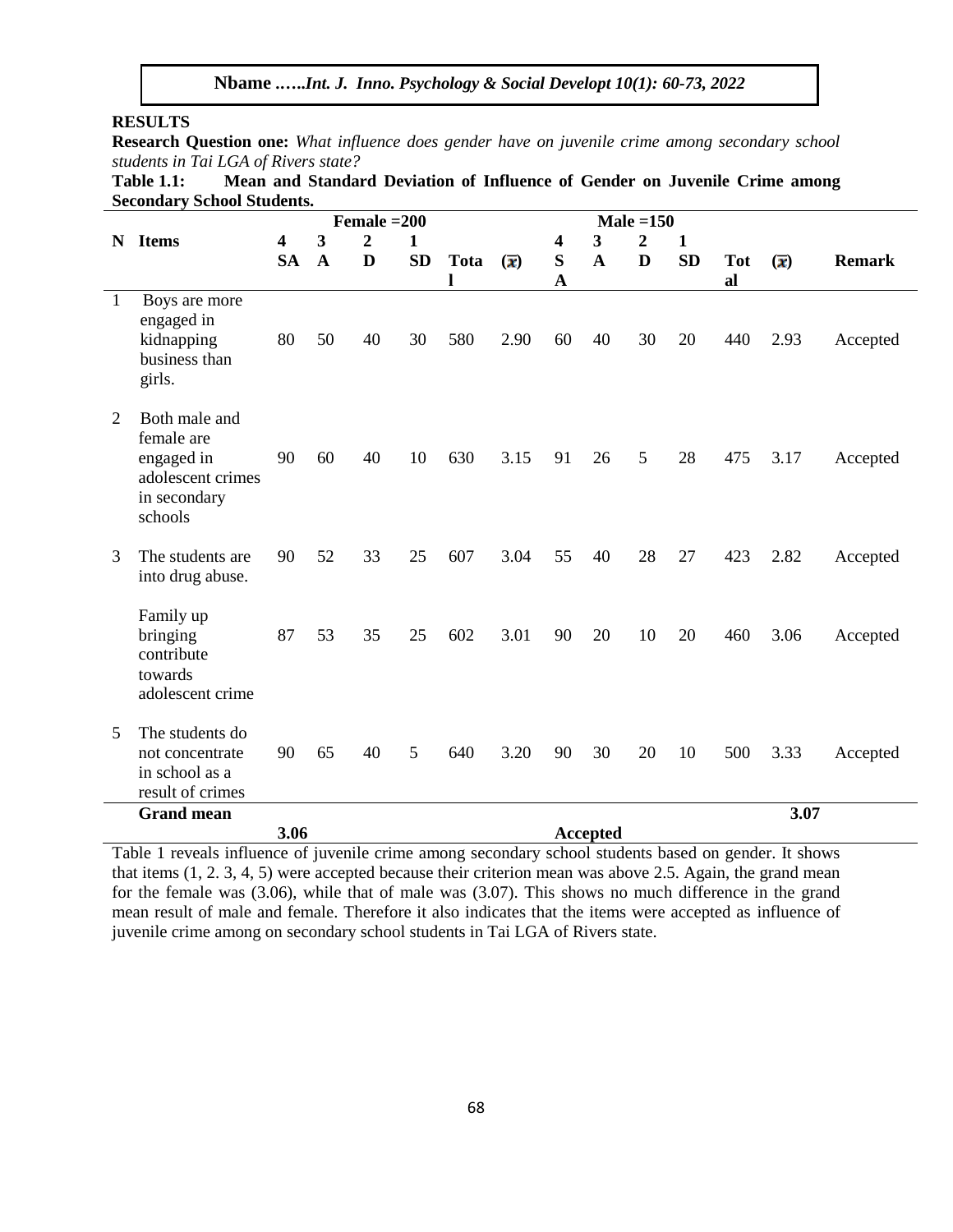## RESULTS

**Research Question one:** *What influence does gender have on juvenile crime among secondary school students in Tai LGA of Rivers state?*

**Table 1.1: Mean and Standard Deviation of Influence of Gender on Juvenile Crime among Secondary School Students.**

| | | Female =200 | | | | | | Male =150 | | | | | | |
|---|---|---|---|---|---|---|---|---|---|---|---|---|---|---|
| N | Items | 4 SA | 3 A | 2 D | 1 SD | Total | ($\bar{x}$) | 4 SA | 3 A | 2 D | 1 SD | Total | ($\bar{x}$) | Remark |
| 1 | Boys are more engaged in kidnapping business than girls. | 80 | 50 | 40 | 30 | 580 | 2.90 | 60 | 40 | 30 | 20 | 440 | 2.93 | Accepted |
| 2 | Both male and female are engaged in adolescent crimes in secondary schools | 90 | 60 | 40 | 10 | 630 | 3.15 | 91 | 26 | 5 | 28 | 475 | 3.17 | Accepted |
| 3 | The students are into drug abuse. | 90 | 52 | 33 | 25 | 607 | 3.04 | 55 | 40 | 28 | 27 | 423 | 2.82 | Accepted |
| | Family up bringing contribute towards adolescent crime | 87 | 53 | 35 | 25 | 602 | 3.01 | 90 | 20 | 10 | 20 | 460 | 3.06 | Accepted |
| 5 | The students do not concentrate in school as a result of crimes | 90 | 65 | 40 | 5 | 640 | 3.20 | 90 | 30 | 20 | 10 | 500 | 3.33 | Accepted |
| | Grand mean | 3.06 | | | | | | Accepted | | | | | 3.07 | |

Table 1 reveals influence of juvenile crime among secondary school students based on gender. It shows that items (1, 2. 3, 4, 5) were accepted because their criterion mean was above 2.5. Again, the grand mean for the female was (3.06), while that of male was (3.07). This shows no much difference in the grand mean result of male and female. Therefore it also indicates that the items were accepted as influence of juvenile crime among on secondary school students in Tai LGA of Rivers state.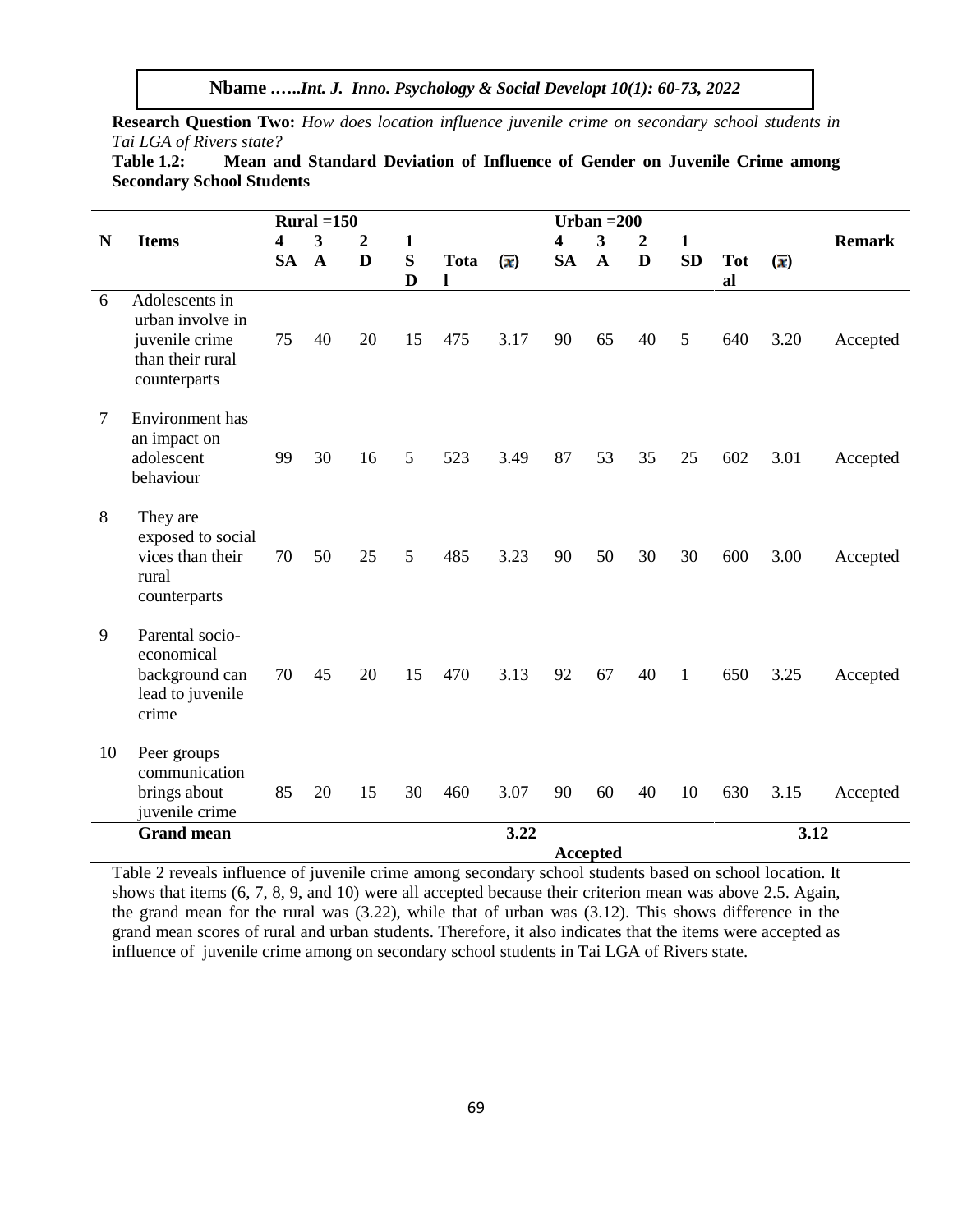**Research Question Two:** *How does location influence juvenile crime on secondary school students in Tai LGA of Rivers state?*

**Table 1.2: Mean and Standard Deviation of Influence of Gender on Juvenile Crime among Secondary School Students**

| N | Items | Rural =150 | | | | | | Urban =200 | | | | | | Remark |
|---|---|---|---|---|---|---|---|---|---|---|---|---|---|---|
| | | 4 SA | 3 A | 2 D | 1 SD | Total | ($\bar{x}$) | 4 SA | 3 A | 2 D | 1 SD | Total | ($\bar{x}$) | |
| 6 | Adolescents in urban involve in juvenile crime than their rural counterparts | 75 | 40 | 20 | 15 | 475 | 3.17 | 90 | 65 | 40 | 5 | 640 | 3.20 | Accepted |
| 7 | Environment has an impact on adolescent behaviour | 99 | 30 | 16 | 5 | 523 | 3.49 | 87 | 53 | 35 | 25 | 602 | 3.01 | Accepted |
| 8 | They are exposed to social vices than their rural counterparts | 70 | 50 | 25 | 5 | 485 | 3.23 | 90 | 50 | 30 | 30 | 600 | 3.00 | Accepted |
| 9 | Parental socio-economical background can lead to juvenile crime | 70 | 45 | 20 | 15 | 470 | 3.13 | 92 | 67 | 40 | 1 | 650 | 3.25 | Accepted |
| 10 | Peer groups communication brings about juvenile crime | 85 | 20 | 15 | 30 | 460 | 3.07 | 90 | 60 | 40 | 10 | 630 | 3.15 | Accepted |
| | **Grand mean** | | | | | | **3.22** | | | | | | **3.12** | |
| | | | | | | | | **Accepted** | | | | | | |

Table 2 reveals influence of juvenile crime among secondary school students based on school location. It shows that items (6, 7, 8, 9, and 10) were all accepted because their criterion mean was above 2.5. Again, the grand mean for the rural was (3.22), while that of urban was (3.12). This shows difference in the grand mean scores of rural and urban students. Therefore, it also indicates that the items were accepted as influence of juvenile crime among on secondary school students in Tai LGA of Rivers state.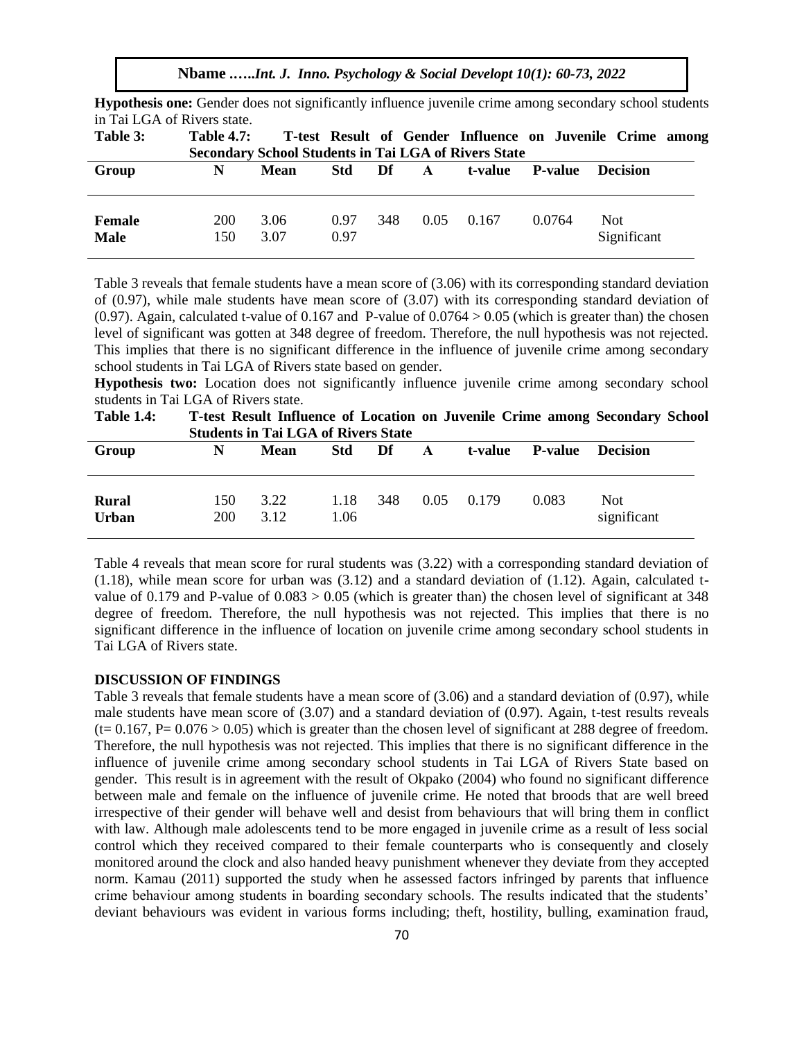**Hypothesis one:** Gender does not significantly influence juvenile crime among secondary school students in Tai LGA of Rivers state.

**Table 3: Table 4.7: T-test Result of Gender Influence on Juvenile Crime among Secondary School Students in Tai LGA of Rivers State**

| Group | N | Mean | Std | Df | A | t-value | P-value | Decision |
|---|---|---|---|---|---|---|---|---|
| Female | 200 | 3.06 | 0.97 | 348 | 0.05 | 0.167 | 0.0764 | Not Significant |
| Male | 150 | 3.07 | 0.97 | | | | | |

Table 3 reveals that female students have a mean score of (3.06) with its corresponding standard deviation of (0.97), while male students have mean score of (3.07) with its corresponding standard deviation of (0.97). Again, calculated t-value of 0.167 and P-value of 0.0764 > 0.05 (which is greater than) the chosen level of significant was gotten at 348 degree of freedom. Therefore, the null hypothesis was not rejected. This implies that there is no significant difference in the influence of juvenile crime among secondary school students in Tai LGA of Rivers state based on gender.

**Hypothesis two:** Location does not significantly influence juvenile crime among secondary school students in Tai LGA of Rivers state.

**Table 1.4: T-test Result Influence of Location on Juvenile Crime among Secondary School Students in Tai LGA of Rivers State**

| Group | N | Mean | Std | Df | A | t-value | P-value | Decision |
|---|---|---|---|---|---|---|---|---|
| Rural | 150 | 3.22 | 1.18 | 348 | 0.05 | 0.179 | 0.083 | Not significant |
| Urban | 200 | 3.12 | 1.06 | | | | | |

Table 4 reveals that mean score for rural students was (3.22) with a corresponding standard deviation of (1.18), while mean score for urban was (3.12) and a standard deviation of (1.12). Again, calculated t-value of 0.179 and P-value of 0.083 > 0.05 (which is greater than) the chosen level of significant at 348 degree of freedom. Therefore, the null hypothesis was not rejected. This implies that there is no significant difference in the influence of location on juvenile crime among secondary school students in Tai LGA of Rivers state.

## DISCUSSION OF FINDINGS

Table 3 reveals that female students have a mean score of (3.06) and a standard deviation of (0.97), while male students have mean score of (3.07) and a standard deviation of (0.97). Again, t-test results reveals (t= 0.167, P= 0.076 > 0.05) which is greater than the chosen level of significant at 288 degree of freedom. Therefore, the null hypothesis was not rejected. This implies that there is no significant difference in the influence of juvenile crime among secondary school students in Tai LGA of Rivers State based on gender. This result is in agreement with the result of Okpako (2004) who found no significant difference between male and female on the influence of juvenile crime. He noted that broods that are well breed irrespective of their gender will behave well and desist from behaviours that will bring them in conflict with law. Although male adolescents tend to be more engaged in juvenile crime as a result of less social control which they received compared to their female counterparts who is consequently and closely monitored around the clock and also handed heavy punishment whenever they deviate from they accepted norm. Kamau (2011) supported the study when he assessed factors infringed by parents that influence crime behaviour among students in boarding secondary schools. The results indicated that the students' deviant behaviours was evident in various forms including; theft, hostility, bulling, examination fraud,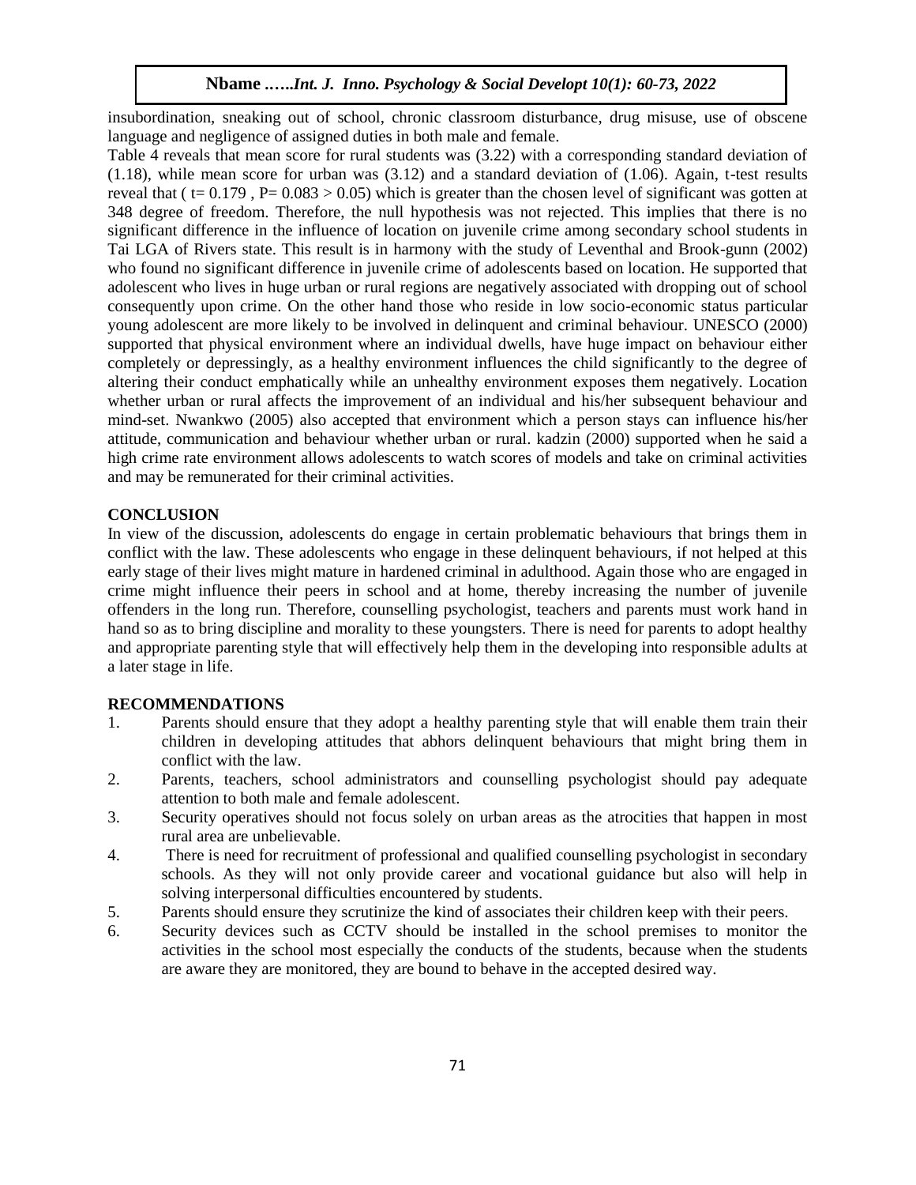insubordination, sneaking out of school, chronic classroom disturbance, drug misuse, use of obscene language and negligence of assigned duties in both male and female.

Table 4 reveals that mean score for rural students was (3.22) with a corresponding standard deviation of (1.18), while mean score for urban was (3.12) and a standard deviation of (1.06). Again, t-test results reveal that ( $t= 0.179$ , $P= 0.083 > 0.05$) which is greater than the chosen level of significant was gotten at 348 degree of freedom. Therefore, the null hypothesis was not rejected. This implies that there is no significant difference in the influence of location on juvenile crime among secondary school students in Tai LGA of Rivers state. This result is in harmony with the study of Leventhal and Brook-gunn (2002) who found no significant difference in juvenile crime of adolescents based on location. He supported that adolescent who lives in huge urban or rural regions are negatively associated with dropping out of school consequently upon crime. On the other hand those who reside in low socio-economic status particular young adolescent are more likely to be involved in delinquent and criminal behaviour. UNESCO (2000) supported that physical environment where an individual dwells, have huge impact on behaviour either completely or depressingly, as a healthy environment influences the child significantly to the degree of altering their conduct emphatically while an unhealthy environment exposes them negatively. Location whether urban or rural affects the improvement of an individual and his/her subsequent behaviour and mind-set. Nwankwo (2005) also accepted that environment which a person stays can influence his/her attitude, communication and behaviour whether urban or rural. kadzin (2000) supported when he said a high crime rate environment allows adolescents to watch scores of models and take on criminal activities and may be remunerated for their criminal activities.

## CONCLUSION

In view of the discussion, adolescents do engage in certain problematic behaviours that brings them in conflict with the law. These adolescents who engage in these delinquent behaviours, if not helped at this early stage of their lives might mature in hardened criminal in adulthood. Again those who are engaged in crime might influence their peers in school and at home, thereby increasing the number of juvenile offenders in the long run. Therefore, counselling psychologist, teachers and parents must work hand in hand so as to bring discipline and morality to these youngsters. There is need for parents to adopt healthy and appropriate parenting style that will effectively help them in the developing into responsible adults at a later stage in life.

## RECOMMENDATIONS

1. Parents should ensure that they adopt a healthy parenting style that will enable them train their children in developing attitudes that abhors delinquent behaviours that might bring them in conflict with the law.
2. Parents, teachers, school administrators and counselling psychologist should pay adequate attention to both male and female adolescent.
3. Security operatives should not focus solely on urban areas as the atrocities that happen in most rural area are unbelievable.
4. There is need for recruitment of professional and qualified counselling psychologist in secondary schools. As they will not only provide career and vocational guidance but also will help in solving interpersonal difficulties encountered by students.
5. Parents should ensure they scrutinize the kind of associates their children keep with their peers.
6. Security devices such as CCTV should be installed in the school premises to monitor the activities in the school most especially the conducts of the students, because when the students are aware they are monitored, they are bound to behave in the accepted desired way.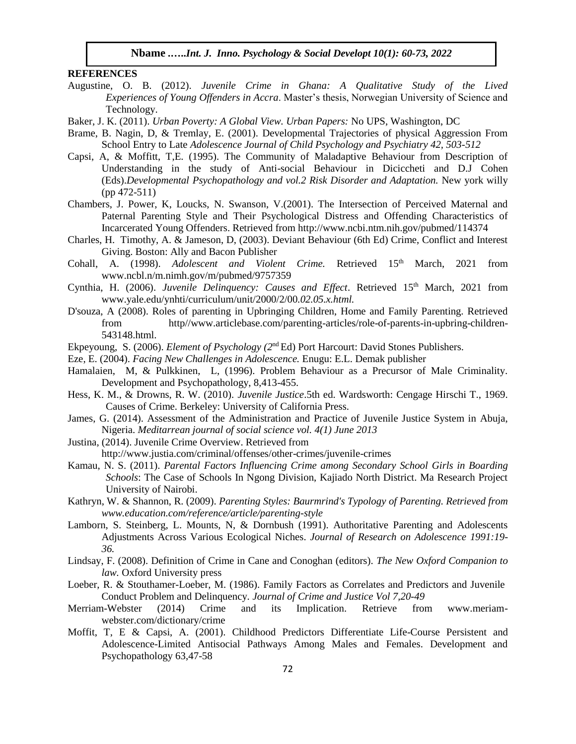**REFERENCES**

Augustine, O. B. (2012). *Juvenile Crime in Ghana: A Qualitative Study of the Lived Experiences of Young Offenders in Accra*. Master's thesis, Norwegian University of Science and Technology.

Baker, J. K. (2011). *Urban Poverty: A Global View. Urban Papers:* No UPS, Washington, DC

Brame, B. Nagin, D, & Tremlay, E. (2001). Developmental Trajectories of physical Aggression From School Entry to Late *Adolescence Journal of Child Psychology and Psychiatry 42, 503-512*

Capsi, A, & Moffitt, T,E. (1995). The Community of Maladaptive Behaviour from Description of Understanding in the study of Anti-social Behaviour in Diciccheti and D.J Cohen (Eds).*Developmental Psychopathology and vol.2 Risk Disorder and Adaptation.* New york willy (pp 472-511)

Chambers, J. Power, K, Loucks, N. Swanson, V.(2001). The Intersection of Perceived Maternal and Paternal Parenting Style and Their Psychological Distress and Offending Characteristics of Incarcerated Young Offenders. Retrieved from http://www.ncbi.ntm.nih.gov/pubmed/114374

Charles, H. Timothy, A. & Jameson, D, (2003). Deviant Behaviour (6th Ed) Crime, Conflict and Interest Giving. Boston: Ally and Bacon Publisher

Cohall, A. (1998). *Adolescent and Violent Crime.* Retrieved 15th March, 2021 from www.ncbl.n/m.nimh.gov/m/pubmed/9757359

Cynthia, H. (2006). *Juvenile Delinquency: Causes and Effect*. Retrieved 15th March, 2021 from www.yale.edu/ynhti/curriculum/unit/2000/2/00*.02.05.x.html.*

D'souza, A (2008). Roles of parenting in Upbringing Children, Home and Family Parenting. Retrieved from http//www.articlebase.com/parenting-articles/role-of-parents-in-upbring-children-543148.html.

Ekpeyoung, S. (2006). *Element of Psychology (2nd* Ed) Port Harcourt: David Stones Publishers.

Eze, E. (2004). *Facing New Challenges in Adolescence.* Enugu: E.L. Demak publisher

Hamalaien, M, & Pulkkinen, L, (1996). Problem Behaviour as a Precursor of Male Criminality. Development and Psychopathology, 8,413-455.

Hess, K. M., & Drowns, R. W. (2010). *Juvenile Justice*.5th ed. Wardsworth: Cengage Hirschi T., 1969. Causes of Crime. Berkeley: University of California Press.

James, G. (2014). Assessment of the Administration and Practice of Juvenile Justice System in Abuja, Nigeria. *Meditarrean journal of social science vol. 4(1) June 2013*

Justina, (2014). Juvenile Crime Overview. Retrieved from http://www.justia.com/criminal/offenses/other-crimes/juvenile-crimes

Kamau, N. S. (2011). *Parental Factors Influencing Crime among Secondary School Girls in Boarding Schools*: The Case of Schools In Ngong Division, Kajiado North District. Ma Research Project University of Nairobi.

Kathryn, W. & Shannon, R. (2009). *Parenting Styles: Baurmrind's Typology of Parenting. Retrieved from www.education.com/reference/article/parenting-style*

Lamborn, S. Steinberg, L. Mounts, N, & Dornbush (1991). Authoritative Parenting and Adolescents Adjustments Across Various Ecological Niches. *Journal of Research on Adolescence 1991:19-36.*

Lindsay, F. (2008). Definition of Crime in Cane and Conoghan (editors). *The New Oxford Companion to law.* Oxford University press

Loeber, R. & Stouthamer-Loeber, M. (1986). Family Factors as Correlates and Predictors and Juvenile Conduct Problem and Delinquency. *Journal of Crime and Justice Vol 7,20-49*

Merriam-Webster (2014) Crime and its Implication. Retrieve from www.meriam-webster.com/dictionary/crime

Moffit, T, E & Capsi, A. (2001). Childhood Predictors Differentiate Life-Course Persistent and Adolescence-Limited Antisocial Pathways Among Males and Females. Development and Psychopathology 63,47-58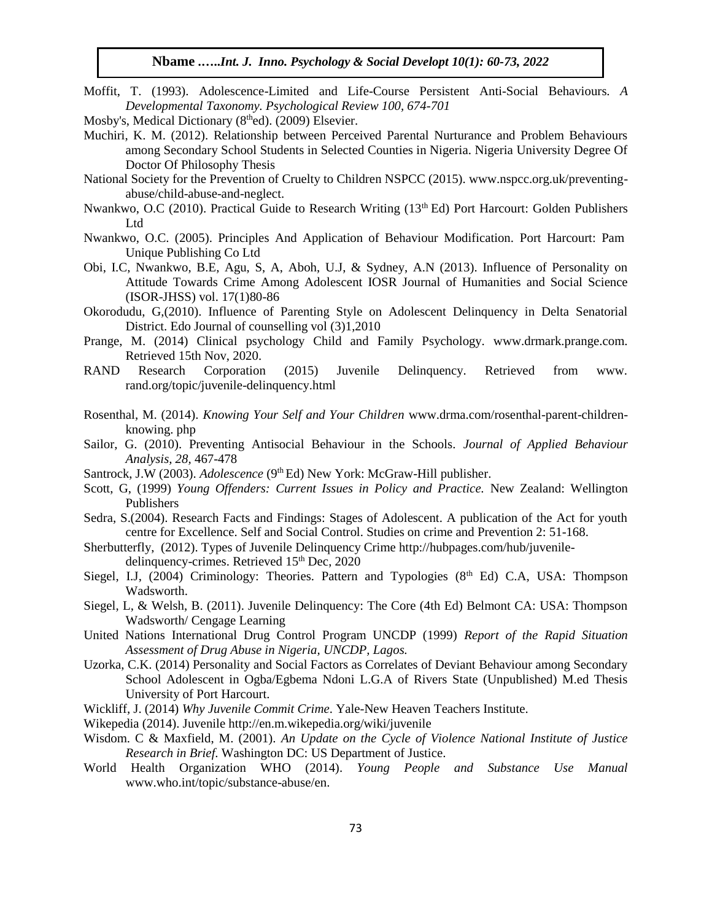Moffit, T. (1993). Adolescence-Limited and Life-Course Persistent Anti-Social Behaviours. *A Developmental Taxonomy. Psychological Review 100, 674-701*

Mosby's, Medical Dictionary (8thed). (2009) Elsevier.

Muchiri, K. M. (2012). Relationship between Perceived Parental Nurturance and Problem Behaviours among Secondary School Students in Selected Counties in Nigeria. Nigeria University Degree Of Doctor Of Philosophy Thesis

National Society for the Prevention of Cruelty to Children NSPCC (2015). www.nspcc.org.uk/preventing-abuse/child-abuse-and-neglect.

Nwankwo, O.C (2010). Practical Guide to Research Writing (13th Ed) Port Harcourt: Golden Publishers Ltd

Nwankwo, O.C. (2005). Principles And Application of Behaviour Modification. Port Harcourt: Pam Unique Publishing Co Ltd

Obi, I.C, Nwankwo, B.E, Agu, S, A, Aboh, U.J, & Sydney, A.N (2013). Influence of Personality on Attitude Towards Crime Among Adolescent IOSR Journal of Humanities and Social Science (ISOR-JHSS) vol. 17(1)80-86

Okorodudu, G,(2010). Influence of Parenting Style on Adolescent Delinquency in Delta Senatorial District. Edo Journal of counselling vol (3)1,2010

Prange, M. (2014) Clinical psychology Child and Family Psychology. www.drmark.prange.com. Retrieved 15th Nov, 2020.

RAND Research Corporation (2015) Juvenile Delinquency. Retrieved from www. rand.org/topic/juvenile-delinquency.html

Rosenthal, M. (2014). *Knowing Your Self and Your Children* www.drma.com/rosenthal-parent-children-knowing. php

Sailor, G. (2010). Preventing Antisocial Behaviour in the Schools. *Journal of Applied Behaviour Analysis, 28*, 467-478

Santrock, J.W (2003). *Adolescence* (9th Ed) New York: McGraw-Hill publisher.

Scott, G, (1999) *Young Offenders: Current Issues in Policy and Practice.* New Zealand: Wellington Publishers

Sedra, S.(2004). Research Facts and Findings: Stages of Adolescent. A publication of the Act for youth centre for Excellence. Self and Social Control. Studies on crime and Prevention 2: 51-168.

Sherbutterfly, (2012). Types of Juvenile Delinquency Crime http://hubpages.com/hub/juvenile-delinquency-crimes. Retrieved 15th Dec, 2020

Siegel, I.J, (2004) Criminology: Theories. Pattern and Typologies (8th Ed) C.A, USA: Thompson Wadsworth.

Siegel, L, & Welsh, B. (2011). Juvenile Delinquency: The Core (4th Ed) Belmont CA: USA: Thompson Wadsworth/ Cengage Learning

United Nations International Drug Control Program UNCDP (1999) *Report of the Rapid Situation Assessment of Drug Abuse in Nigeria, UNCDP, Lagos.*

Uzorka, C.K. (2014) Personality and Social Factors as Correlates of Deviant Behaviour among Secondary School Adolescent in Ogba/Egbema Ndoni L.G.A of Rivers State (Unpublished) M.ed Thesis University of Port Harcourt.

Wickliff, J. (2014) *Why Juvenile Commit Crime*. Yale-New Heaven Teachers Institute.

Wikepedia (2014). Juvenile http://en.m.wikepedia.org/wiki/juvenile

Wisdom. C & Maxfield, M. (2001). *An Update on the Cycle of Violence National Institute of Justice Research in Brief*. Washington DC: US Department of Justice.

World Health Organization WHO (2014). *Young People and Substance Use Manual* www.who.int/topic/substance-abuse/en.